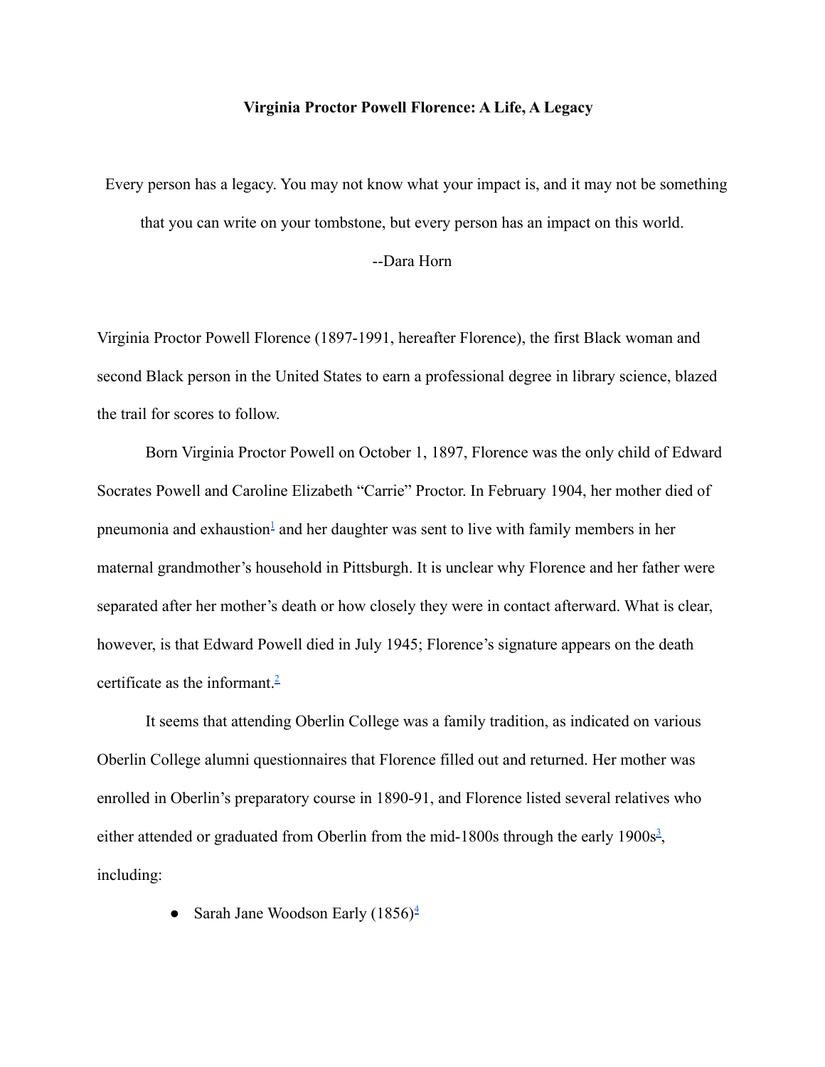**Virginia Proctor Powell Florence: A Life, A Legacy**

> Every person has a legacy. You may not know what your impact is, and it may not be something that you can write on your tombstone, but every person has an impact on this world.
>
> --Dara Horn

Virginia Proctor Powell Florence (1897-1991, hereafter Florence), the first Black woman and second Black person in the United States to earn a professional degree in library science, blazed the trail for scores to follow.

Born Virginia Proctor Powell on October 1, 1897, Florence was the only child of Edward Socrates Powell and Caroline Elizabeth "Carrie" Proctor. In February 1904, her mother died of pneumonia and exhaustion[1] and her daughter was sent to live with family members in her maternal grandmother's household in Pittsburgh. It is unclear why Florence and her father were separated after her mother's death or how closely they were in contact afterward. What is clear, however, is that Edward Powell died in July 1945; Florence's signature appears on the death certificate as the informant.[2]

It seems that attending Oberlin College was a family tradition, as indicated on various Oberlin College alumni questionnaires that Florence filled out and returned. Her mother was enrolled in Oberlin's preparatory course in 1890-91, and Florence listed several relatives who either attended or graduated from Oberlin from the mid-1800s through the early 1900s[3], including:

- Sarah Jane Woodson Early (1856)[4]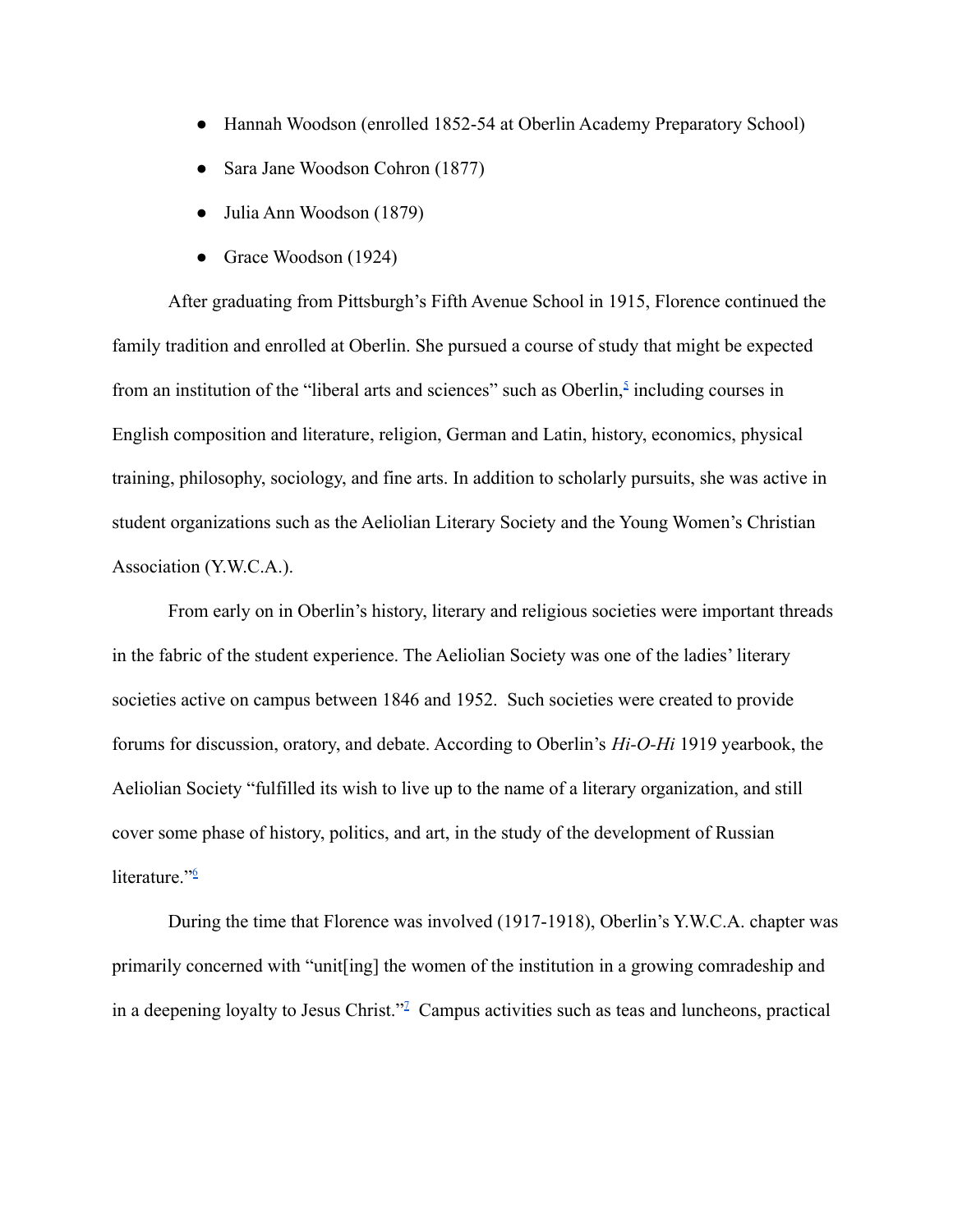- Hannah Woodson (enrolled 1852-54 at Oberlin Academy Preparatory School)
- Sara Jane Woodson Cohron (1877)
- Julia Ann Woodson (1879)
- Grace Woodson (1924)

After graduating from Pittsburgh's Fifth Avenue School in 1915, Florence continued the family tradition and enrolled at Oberlin. She pursued a course of study that might be expected from an institution of the "liberal arts and sciences" such as Oberlin,[5] including courses in English composition and literature, religion, German and Latin, history, economics, physical training, philosophy, sociology, and fine arts. In addition to scholarly pursuits, she was active in student organizations such as the Aeliolian Literary Society and the Young Women's Christian Association (Y.W.C.A.).

From early on in Oberlin's history, literary and religious societies were important threads in the fabric of the student experience. The Aeliolian Society was one of the ladies' literary societies active on campus between 1846 and 1952. Such societies were created to provide forums for discussion, oratory, and debate. According to Oberlin's *Hi-O-Hi* 1919 yearbook, the Aeliolian Society "fulfilled its wish to live up to the name of a literary organization, and still cover some phase of history, politics, and art, in the study of the development of Russian literature."[6]

During the time that Florence was involved (1917-1918), Oberlin's Y.W.C.A. chapter was primarily concerned with "unit[ing] the women of the institution in a growing comradeship and in a deepening loyalty to Jesus Christ."[7] Campus activities such as teas and luncheons, practical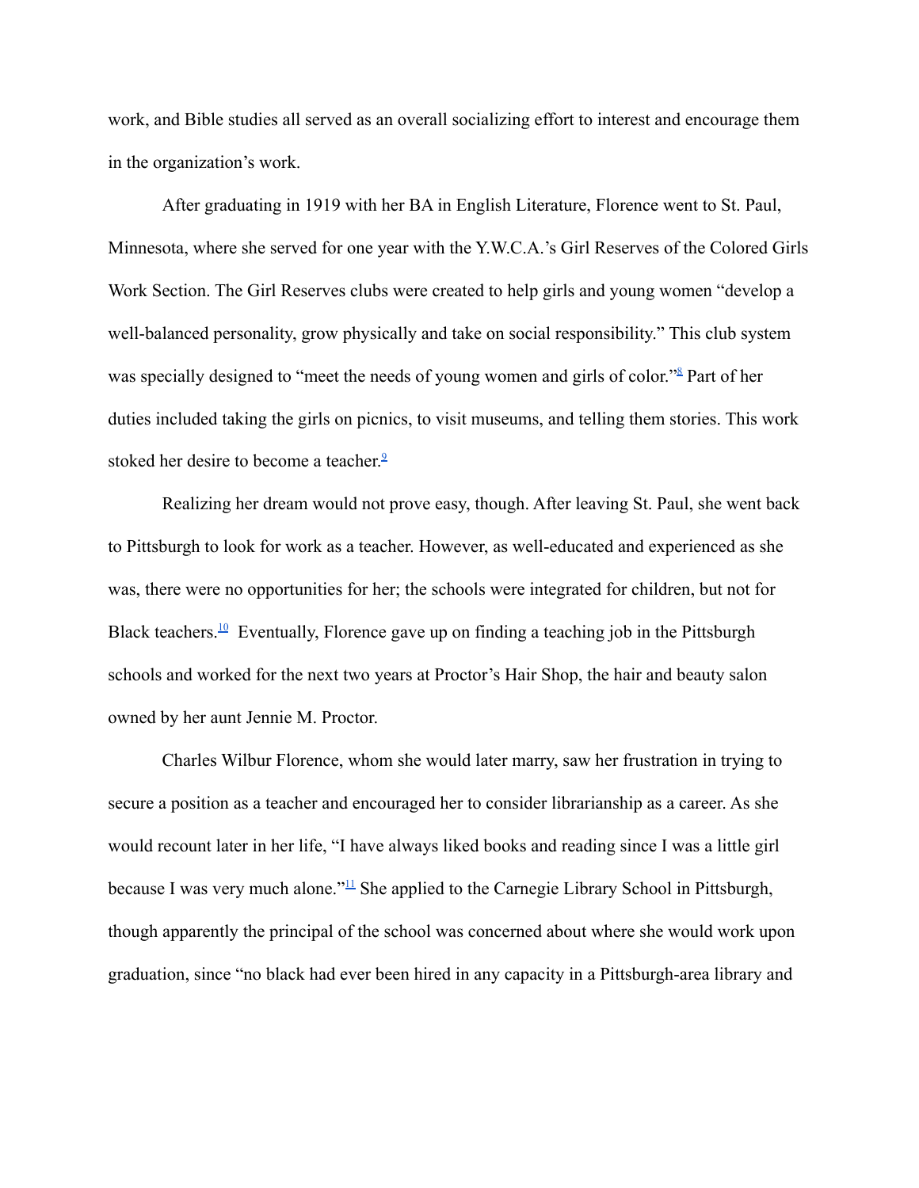work, and Bible studies all served as an overall socializing effort to interest and encourage them in the organization's work.

After graduating in 1919 with her BA in English Literature, Florence went to St. Paul, Minnesota, where she served for one year with the Y.W.C.A.'s Girl Reserves of the Colored Girls Work Section. The Girl Reserves clubs were created to help girls and young women "develop a well-balanced personality, grow physically and take on social responsibility." This club system was specially designed to "meet the needs of young women and girls of color."[8] Part of her duties included taking the girls on picnics, to visit museums, and telling them stories. This work stoked her desire to become a teacher.[9]

Realizing her dream would not prove easy, though. After leaving St. Paul, she went back to Pittsburgh to look for work as a teacher. However, as well-educated and experienced as she was, there were no opportunities for her; the schools were integrated for children, but not for Black teachers.[10] Eventually, Florence gave up on finding a teaching job in the Pittsburgh schools and worked for the next two years at Proctor's Hair Shop, the hair and beauty salon owned by her aunt Jennie M. Proctor.

Charles Wilbur Florence, whom she would later marry, saw her frustration in trying to secure a position as a teacher and encouraged her to consider librarianship as a career. As she would recount later in her life, "I have always liked books and reading since I was a little girl because I was very much alone."[11] She applied to the Carnegie Library School in Pittsburgh, though apparently the principal of the school was concerned about where she would work upon graduation, since "no black had ever been hired in any capacity in a Pittsburgh-area library and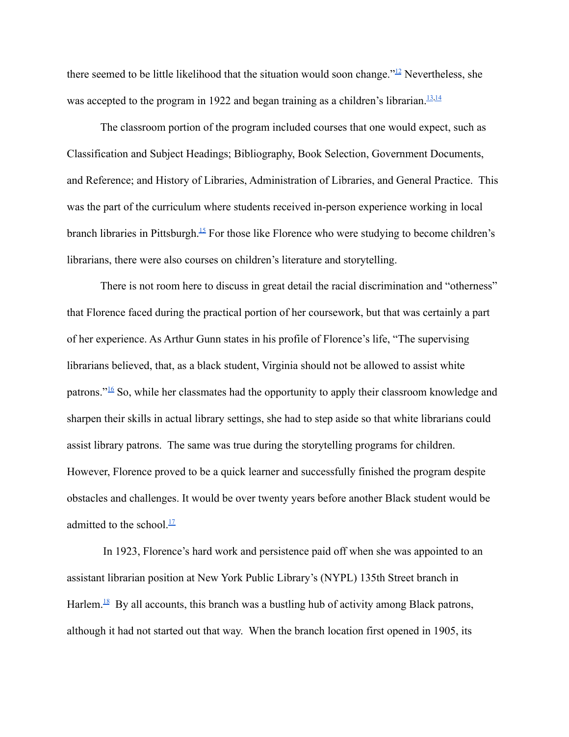there seemed to be little likelihood that the situation would soon change."[12] Nevertheless, she was accepted to the program in 1922 and began training as a children's librarian.[13,14]

The classroom portion of the program included courses that one would expect, such as Classification and Subject Headings; Bibliography, Book Selection, Government Documents, and Reference; and History of Libraries, Administration of Libraries, and General Practice. This was the part of the curriculum where students received in-person experience working in local branch libraries in Pittsburgh.[15] For those like Florence who were studying to become children's librarians, there were also courses on children's literature and storytelling.

There is not room here to discuss in great detail the racial discrimination and "otherness" that Florence faced during the practical portion of her coursework, but that was certainly a part of her experience. As Arthur Gunn states in his profile of Florence's life, "The supervising librarians believed, that, as a black student, Virginia should not be allowed to assist white patrons."[16] So, while her classmates had the opportunity to apply their classroom knowledge and sharpen their skills in actual library settings, she had to step aside so that white librarians could assist library patrons. The same was true during the storytelling programs for children. However, Florence proved to be a quick learner and successfully finished the program despite obstacles and challenges. It would be over twenty years before another Black student would be admitted to the school.[17]

In 1923, Florence's hard work and persistence paid off when she was appointed to an assistant librarian position at New York Public Library's (NYPL) 135th Street branch in Harlem.[18] By all accounts, this branch was a bustling hub of activity among Black patrons, although it had not started out that way. When the branch location first opened in 1905, its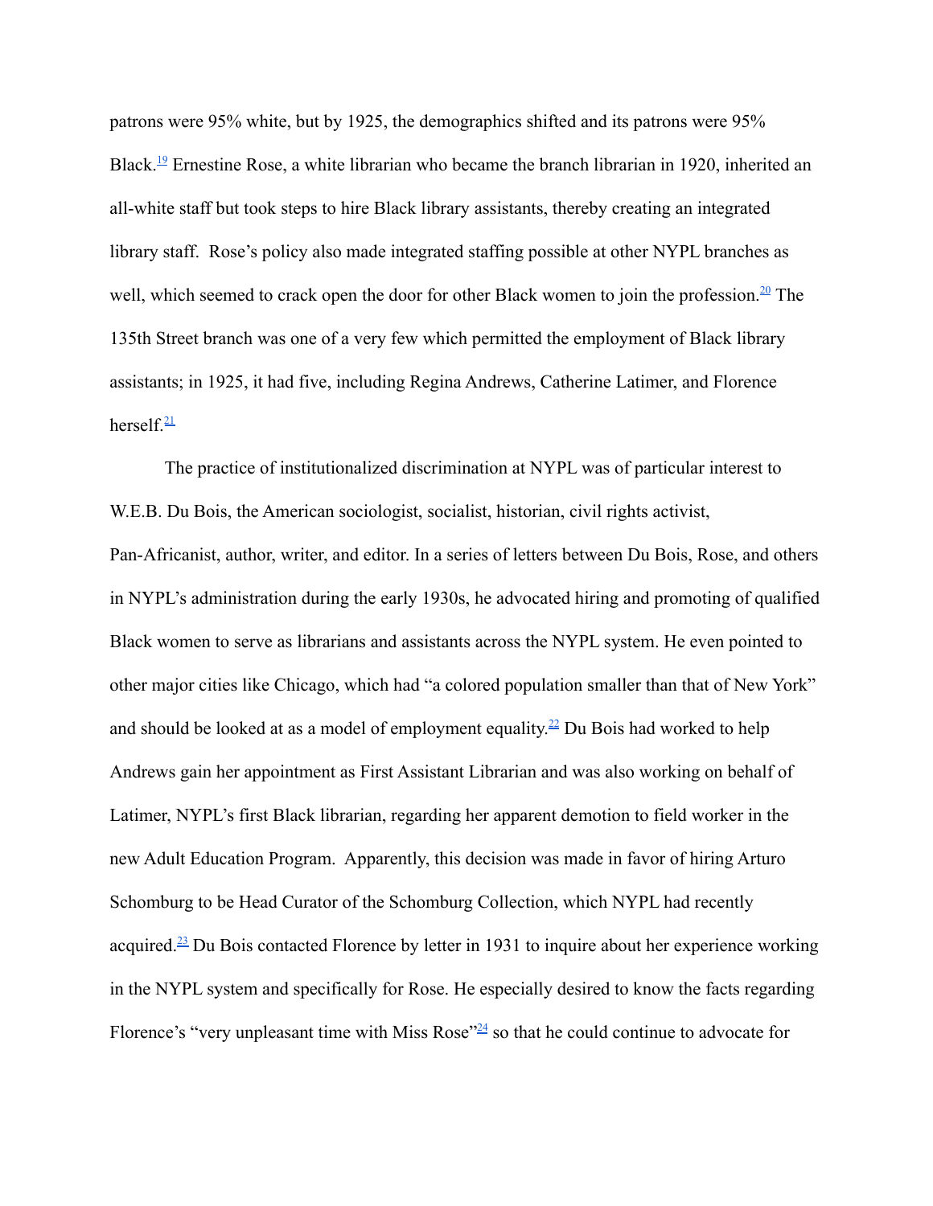patrons were 95% white, but by 1925, the demographics shifted and its patrons were 95% Black.[19] Ernestine Rose, a white librarian who became the branch librarian in 1920, inherited an all-white staff but took steps to hire Black library assistants, thereby creating an integrated library staff. Rose's policy also made integrated staffing possible at other NYPL branches as well, which seemed to crack open the door for other Black women to join the profession.[20] The 135th Street branch was one of a very few which permitted the employment of Black library assistants; in 1925, it had five, including Regina Andrews, Catherine Latimer, and Florence herself.[21]

The practice of institutionalized discrimination at NYPL was of particular interest to W.E.B. Du Bois, the American sociologist, socialist, historian, civil rights activist, Pan-Africanist, author, writer, and editor. In a series of letters between Du Bois, Rose, and others in NYPL's administration during the early 1930s, he advocated hiring and promoting of qualified Black women to serve as librarians and assistants across the NYPL system. He even pointed to other major cities like Chicago, which had "a colored population smaller than that of New York" and should be looked at as a model of employment equality.[22] Du Bois had worked to help Andrews gain her appointment as First Assistant Librarian and was also working on behalf of Latimer, NYPL's first Black librarian, regarding her apparent demotion to field worker in the new Adult Education Program. Apparently, this decision was made in favor of hiring Arturo Schomburg to be Head Curator of the Schomburg Collection, which NYPL had recently acquired.[23] Du Bois contacted Florence by letter in 1931 to inquire about her experience working in the NYPL system and specifically for Rose. He especially desired to know the facts regarding Florence's "very unpleasant time with Miss Rose"[24] so that he could continue to advocate for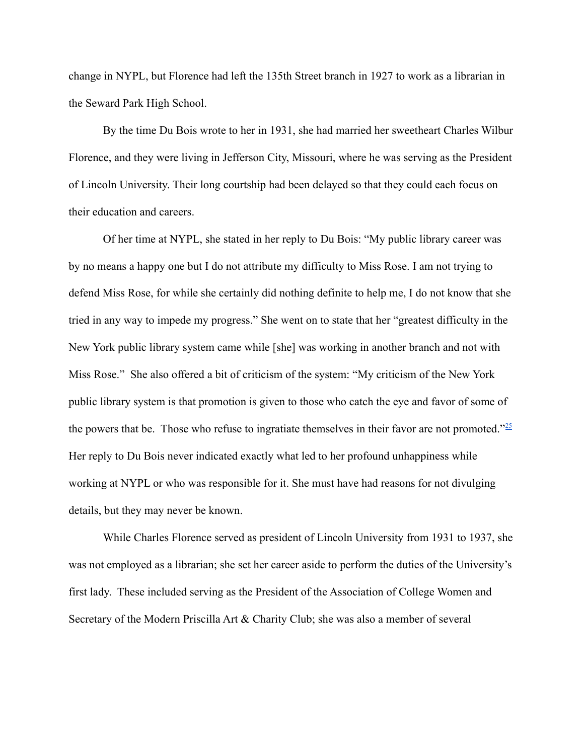change in NYPL, but Florence had left the 135th Street branch in 1927 to work as a librarian in the Seward Park High School.

By the time Du Bois wrote to her in 1931, she had married her sweetheart Charles Wilbur Florence, and they were living in Jefferson City, Missouri, where he was serving as the President of Lincoln University. Their long courtship had been delayed so that they could each focus on their education and careers.

Of her time at NYPL, she stated in her reply to Du Bois: "My public library career was by no means a happy one but I do not attribute my difficulty to Miss Rose. I am not trying to defend Miss Rose, for while she certainly did nothing definite to help me, I do not know that she tried in any way to impede my progress." She went on to state that her "greatest difficulty in the New York public library system came while [she] was working in another branch and not with Miss Rose." She also offered a bit of criticism of the system: "My criticism of the New York public library system is that promotion is given to those who catch the eye and favor of some of the powers that be. Those who refuse to ingratiate themselves in their favor are not promoted."[25] Her reply to Du Bois never indicated exactly what led to her profound unhappiness while working at NYPL or who was responsible for it. She must have had reasons for not divulging details, but they may never be known.

While Charles Florence served as president of Lincoln University from 1931 to 1937, she was not employed as a librarian; she set her career aside to perform the duties of the University's first lady. These included serving as the President of the Association of College Women and Secretary of the Modern Priscilla Art & Charity Club; she was also a member of several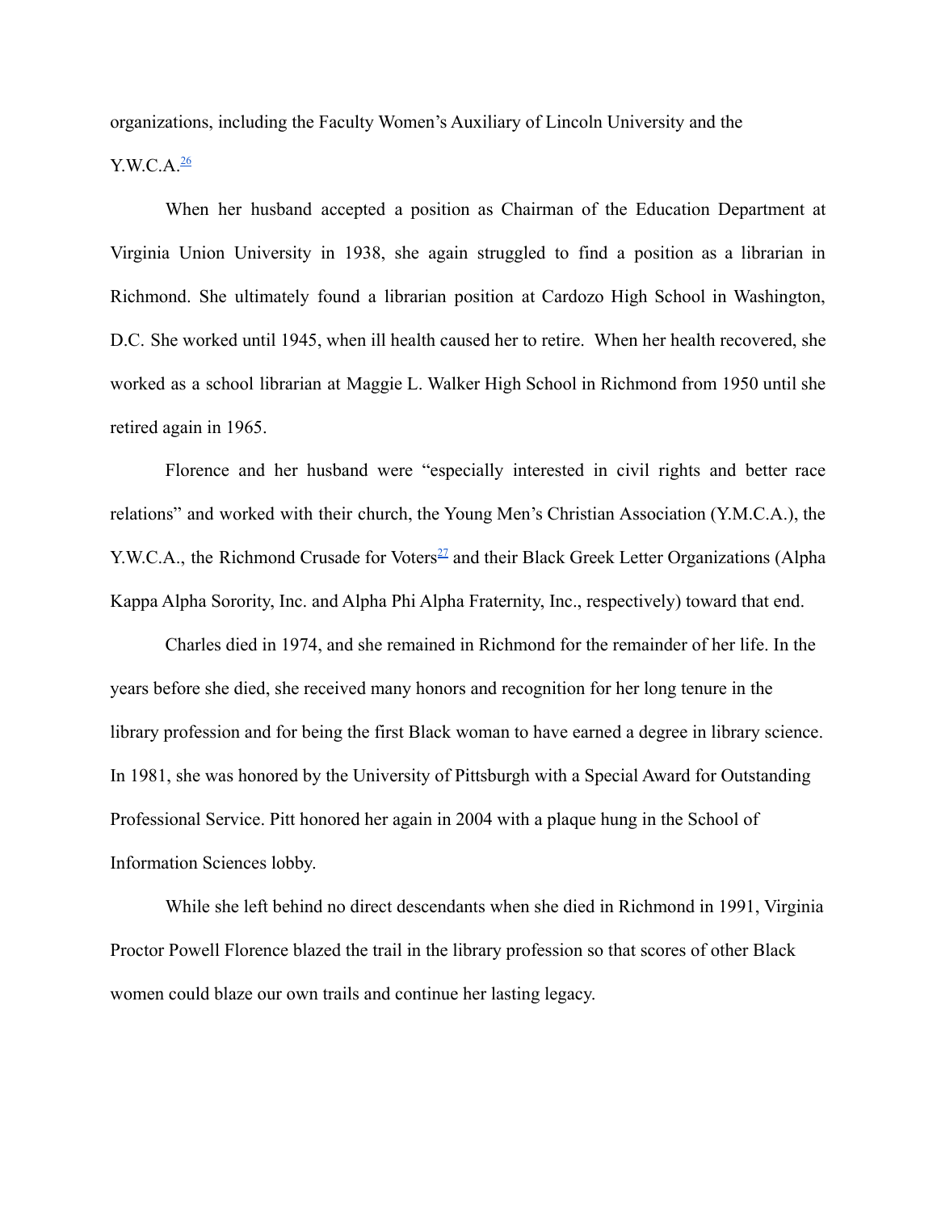organizations, including the Faculty Women's Auxiliary of Lincoln University and the Y.W.C.A.[26]

When her husband accepted a position as Chairman of the Education Department at Virginia Union University in 1938, she again struggled to find a position as a librarian in Richmond. She ultimately found a librarian position at Cardozo High School in Washington, D.C. She worked until 1945, when ill health caused her to retire. When her health recovered, she worked as a school librarian at Maggie L. Walker High School in Richmond from 1950 until she retired again in 1965.

Florence and her husband were "especially interested in civil rights and better race relations" and worked with their church, the Young Men's Christian Association (Y.M.C.A.), the Y.W.C.A., the Richmond Crusade for Voters[27] and their Black Greek Letter Organizations (Alpha Kappa Alpha Sorority, Inc. and Alpha Phi Alpha Fraternity, Inc., respectively) toward that end.

Charles died in 1974, and she remained in Richmond for the remainder of her life. In the years before she died, she received many honors and recognition for her long tenure in the library profession and for being the first Black woman to have earned a degree in library science. In 1981, she was honored by the University of Pittsburgh with a Special Award for Outstanding Professional Service. Pitt honored her again in 2004 with a plaque hung in the School of Information Sciences lobby.

While she left behind no direct descendants when she died in Richmond in 1991, Virginia Proctor Powell Florence blazed the trail in the library profession so that scores of other Black women could blaze our own trails and continue her lasting legacy.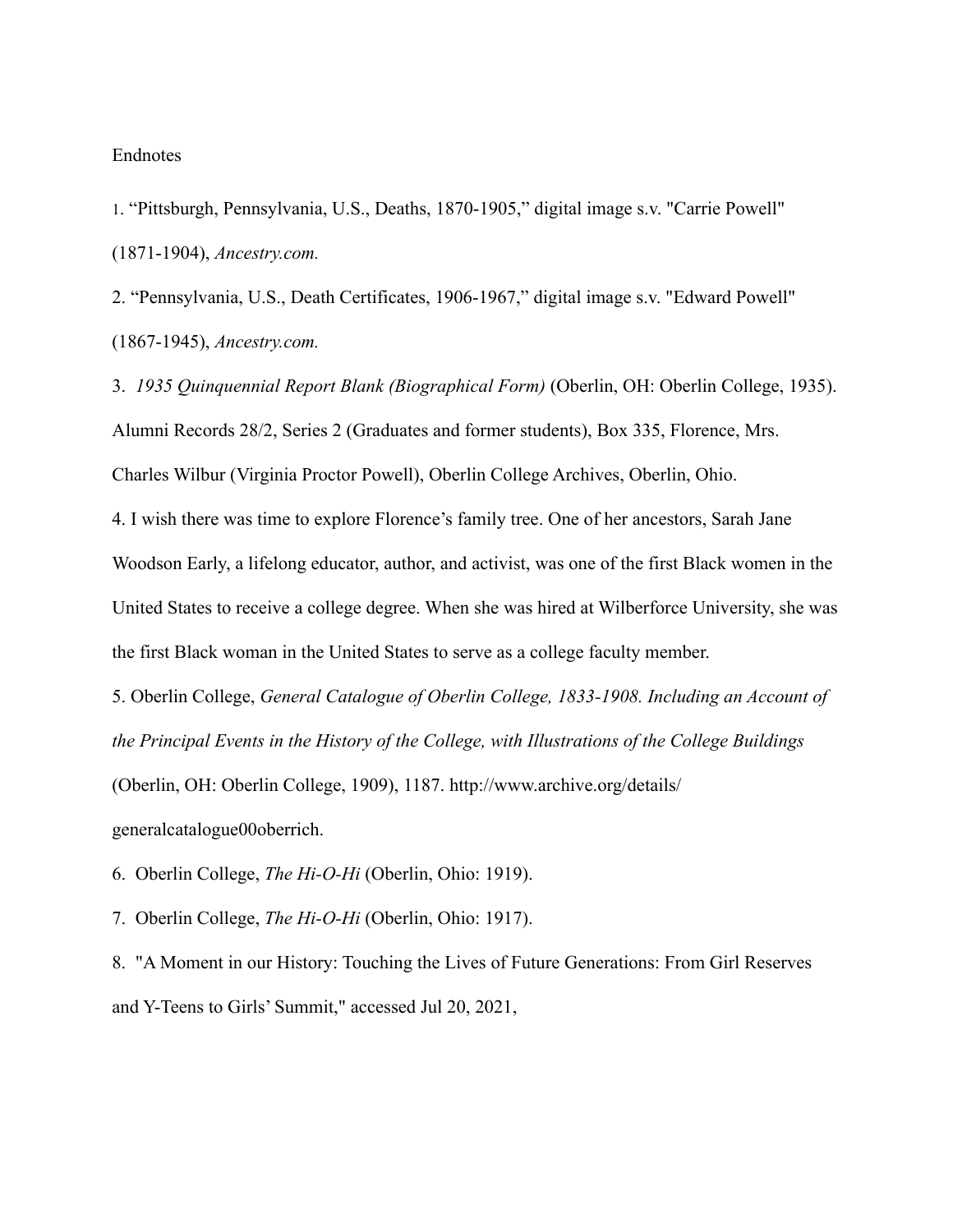Endnotes

1. "Pittsburgh, Pennsylvania, U.S., Deaths, 1870-1905," digital image s.v. "Carrie Powell" (1871-1904), *Ancestry.com.*

2. "Pennsylvania, U.S., Death Certificates, 1906-1967," digital image s.v. "Edward Powell" (1867-1945), *Ancestry.com.*

3. *1935 Quinquennial Report Blank (Biographical Form)* (Oberlin, OH: Oberlin College, 1935). Alumni Records 28/2, Series 2 (Graduates and former students), Box 335, Florence, Mrs. Charles Wilbur (Virginia Proctor Powell), Oberlin College Archives, Oberlin, Ohio.

4. I wish there was time to explore Florence's family tree. One of her ancestors, Sarah Jane Woodson Early, a lifelong educator, author, and activist, was one of the first Black women in the United States to receive a college degree. When she was hired at Wilberforce University, she was the first Black woman in the United States to serve as a college faculty member.

5. Oberlin College, *General Catalogue of Oberlin College, 1833-1908. Including an Account of the Principal Events in the History of the College, with Illustrations of the College Buildings* (Oberlin, OH: Oberlin College, 1909), 1187. http://www.archive.org/details/generalcatalogue00oberrich.

6. Oberlin College, *The Hi-O-Hi* (Oberlin, Ohio: 1919).

7. Oberlin College, *The Hi-O-Hi* (Oberlin, Ohio: 1917).

8. "A Moment in our History: Touching the Lives of Future Generations: From Girl Reserves and Y-Teens to Girls' Summit," accessed Jul 20, 2021,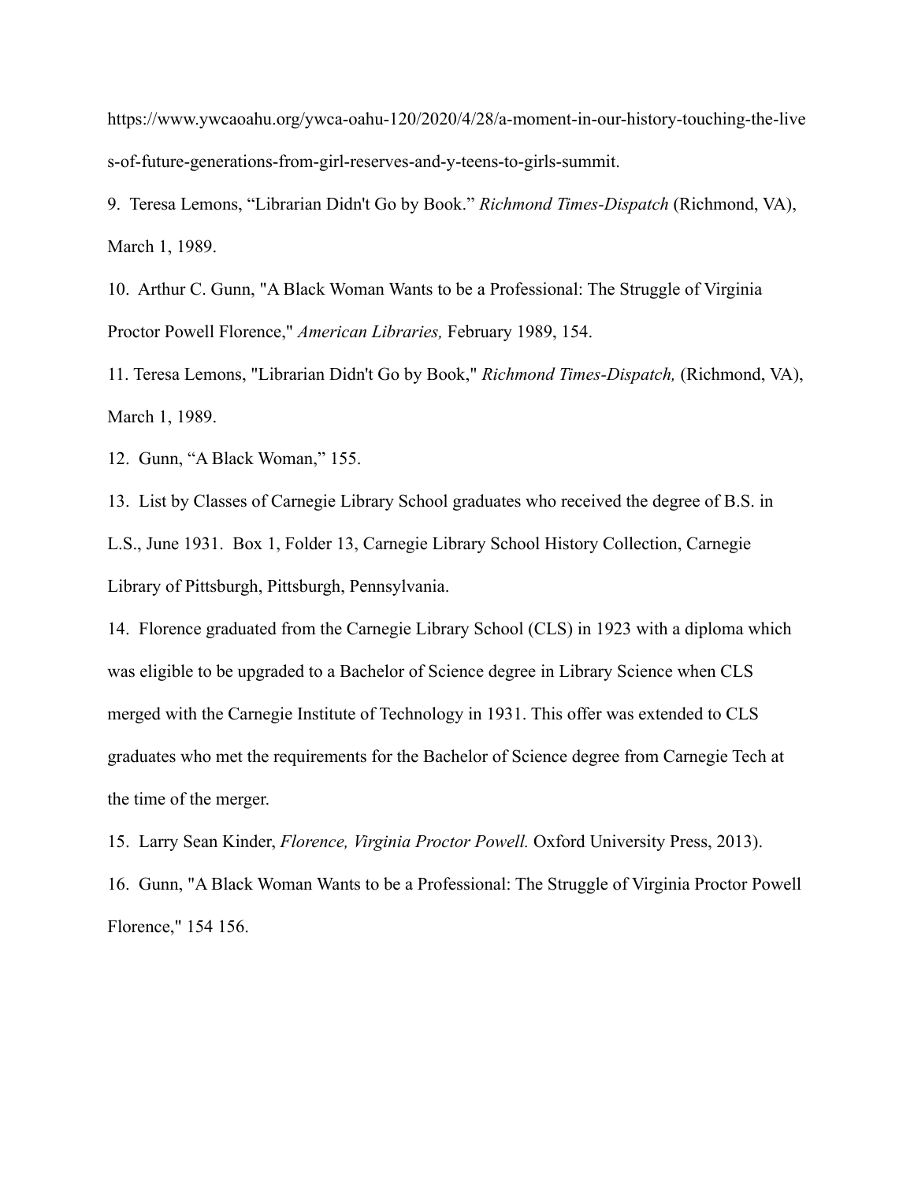https://www.ywcaoahu.org/ywca-oahu-120/2020/4/28/a-moment-in-our-history-touching-the-lives-of-future-generations-from-girl-reserves-and-y-teens-to-girls-summit.

9. Teresa Lemons, “Librarian Didn't Go by Book.” *Richmond Times-Dispatch* (Richmond, VA), March 1, 1989.

10. Arthur C. Gunn, "A Black Woman Wants to be a Professional: The Struggle of Virginia Proctor Powell Florence," *American Libraries,* February 1989, 154.

11. Teresa Lemons, "Librarian Didn't Go by Book," *Richmond Times-Dispatch,* (Richmond, VA), March 1, 1989.

12. Gunn, “A Black Woman,” 155.

13. List by Classes of Carnegie Library School graduates who received the degree of B.S. in L.S., June 1931. Box 1, Folder 13, Carnegie Library School History Collection, Carnegie Library of Pittsburgh, Pittsburgh, Pennsylvania.

14. Florence graduated from the Carnegie Library School (CLS) in 1923 with a diploma which was eligible to be upgraded to a Bachelor of Science degree in Library Science when CLS merged with the Carnegie Institute of Technology in 1931. This offer was extended to CLS graduates who met the requirements for the Bachelor of Science degree from Carnegie Tech at the time of the merger.

15. Larry Sean Kinder, *Florence, Virginia Proctor Powell.* Oxford University Press, 2013).

16. Gunn, "A Black Woman Wants to be a Professional: The Struggle of Virginia Proctor Powell Florence," 154 156.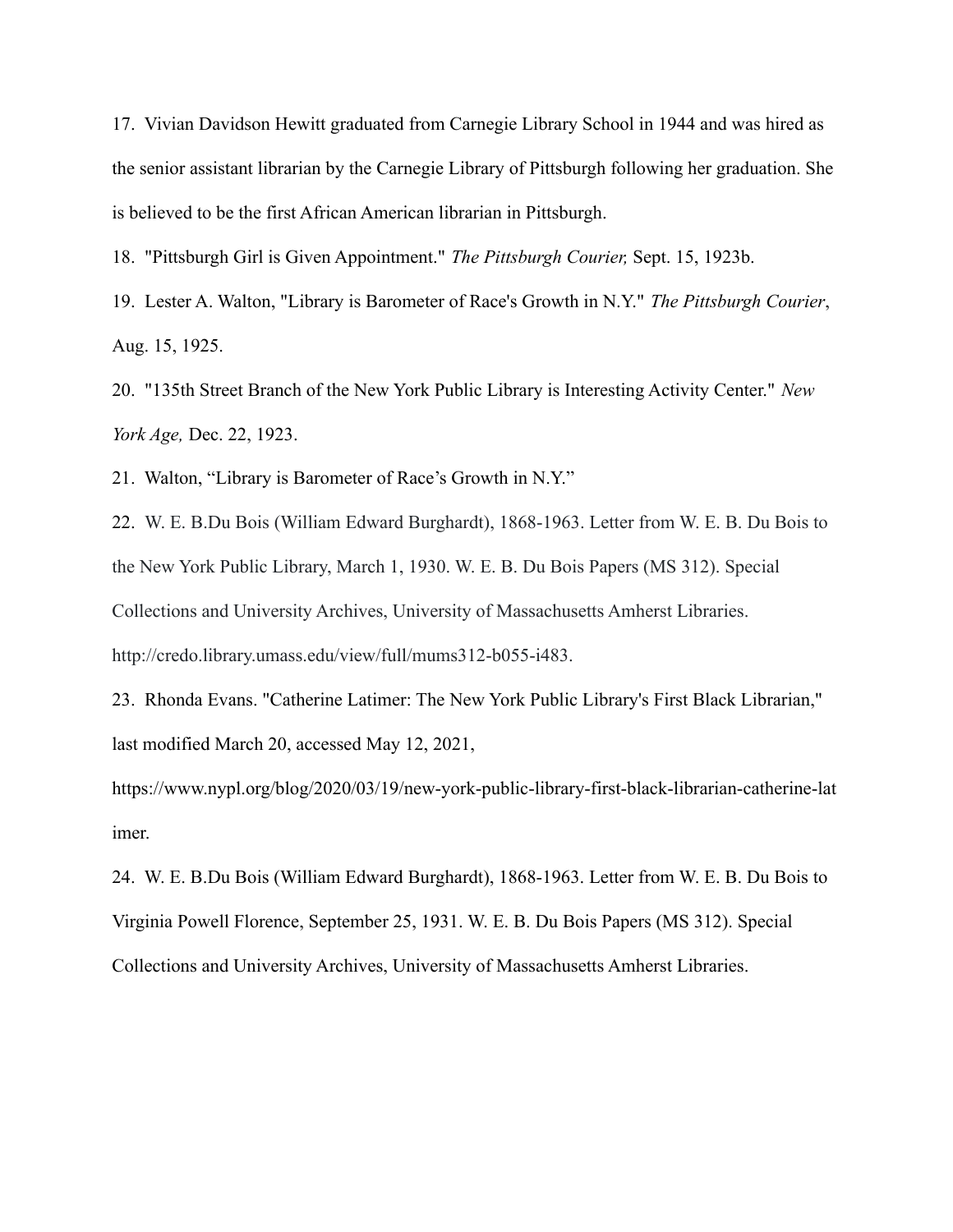17. Vivian Davidson Hewitt graduated from Carnegie Library School in 1944 and was hired as the senior assistant librarian by the Carnegie Library of Pittsburgh following her graduation. She is believed to be the first African American librarian in Pittsburgh.

18. "Pittsburgh Girl is Given Appointment." *The Pittsburgh Courier,* Sept. 15, 1923b.

19. Lester A. Walton, "Library is Barometer of Race's Growth in N.Y." *The Pittsburgh Courier*, Aug. 15, 1925.

20. "135th Street Branch of the New York Public Library is Interesting Activity Center." *New York Age,* Dec. 22, 1923.

21. Walton, "Library is Barometer of Race's Growth in N.Y."

22. W. E. B.Du Bois (William Edward Burghardt), 1868-1963. Letter from W. E. B. Du Bois to the New York Public Library, March 1, 1930. W. E. B. Du Bois Papers (MS 312). Special Collections and University Archives, University of Massachusetts Amherst Libraries. http://credo.library.umass.edu/view/full/mums312-b055-i483.

23. Rhonda Evans. "Catherine Latimer: The New York Public Library's First Black Librarian," last modified March 20, accessed May 12, 2021, https://www.nypl.org/blog/2020/03/19/new-york-public-library-first-black-librarian-catherine-latimer.

24. W. E. B.Du Bois (William Edward Burghardt), 1868-1963. Letter from W. E. B. Du Bois to Virginia Powell Florence, September 25, 1931. W. E. B. Du Bois Papers (MS 312). Special Collections and University Archives, University of Massachusetts Amherst Libraries.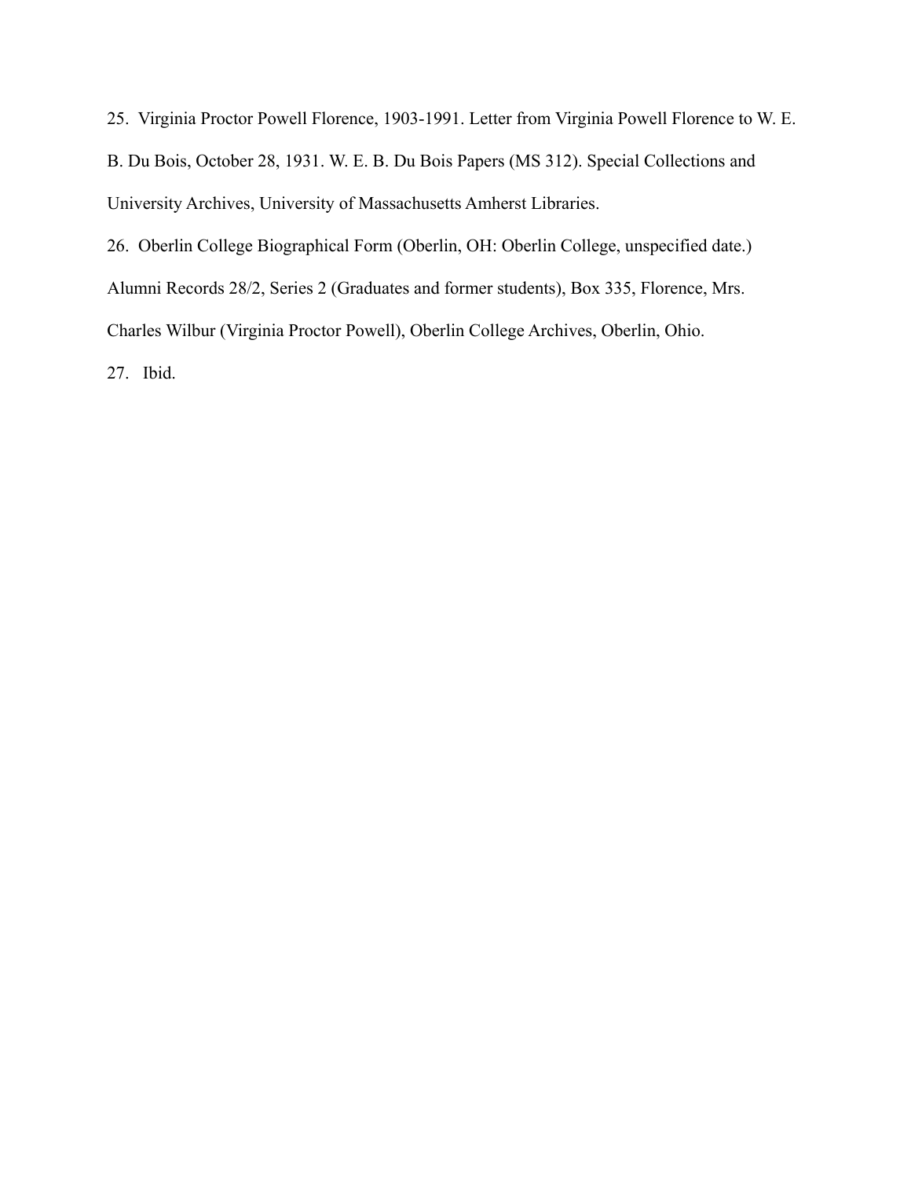25. Virginia Proctor Powell Florence, 1903-1991. Letter from Virginia Powell Florence to W. E. B. Du Bois, October 28, 1931. W. E. B. Du Bois Papers (MS 312). Special Collections and University Archives, University of Massachusetts Amherst Libraries.

26. Oberlin College Biographical Form (Oberlin, OH: Oberlin College, unspecified date.) Alumni Records 28/2, Series 2 (Graduates and former students), Box 335, Florence, Mrs. Charles Wilbur (Virginia Proctor Powell), Oberlin College Archives, Oberlin, Ohio.

27. Ibid.